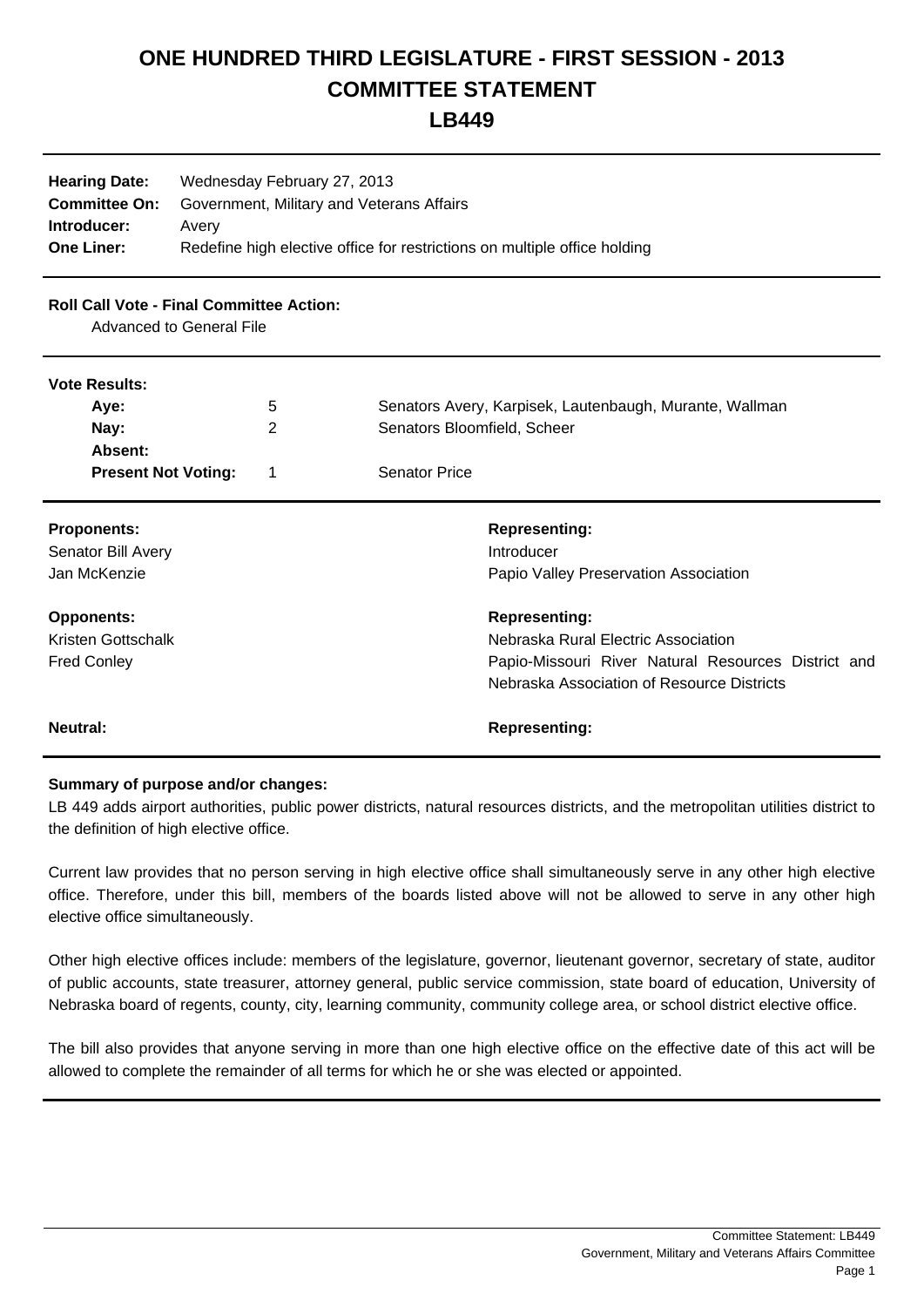# ONE HUNDRED THIRD LEGISLATURE - FIRST SESSION - 2013
# COMMITTEE STATEMENT
# LB449

| | |
|---|---|
| **Hearing Date:** | Wednesday February 27, 2013 |
| **Committee On:** | Government, Military and Veterans Affairs |
| **Introducer:** | Avery |
| **One Liner:** | Redefine high elective office for restrictions on multiple office holding |

**Roll Call Vote - Final Committee Action:**

Advanced to General File

**Vote Results:**

| | | |
|---|---|---|
| **Aye:** | 5 | Senators Avery, Karpisek, Lautenbaugh, Murante, Wallman |
| **Nay:** | 2 | Senators Bloomfield, Scheer |
| **Absent:** | | |
| **Present Not Voting:** | 1 | Senator Price |

| **Proponents:** | **Representing:** |
|---|---|
| Senator Bill Avery | Introducer |
| Jan McKenzie | Papio Valley Preservation Association |

| **Opponents:** | **Representing:** |
|---|---|
| Kristen Gottschalk | Nebraska Rural Electric Association |
| Fred Conley | Papio-Missouri River Natural Resources District and Nebraska Association of Resource Districts |

| **Neutral:** | **Representing:** |
|---|---|

**Summary of purpose and/or changes:**

LB 449 adds airport authorities, public power districts, natural resources districts, and the metropolitan utilities district to the definition of high elective office.

Current law provides that no person serving in high elective office shall simultaneously serve in any other high elective office. Therefore, under this bill, members of the boards listed above will not be allowed to serve in any other high elective office simultaneously.

Other high elective offices include: members of the legislature, governor, lieutenant governor, secretary of state, auditor of public accounts, state treasurer, attorney general, public service commission, state board of education, University of Nebraska board of regents, county, city, learning community, community college area, or school district elective office.

The bill also provides that anyone serving in more than one high elective office on the effective date of this act will be allowed to complete the remainder of all terms for which he or she was elected or appointed.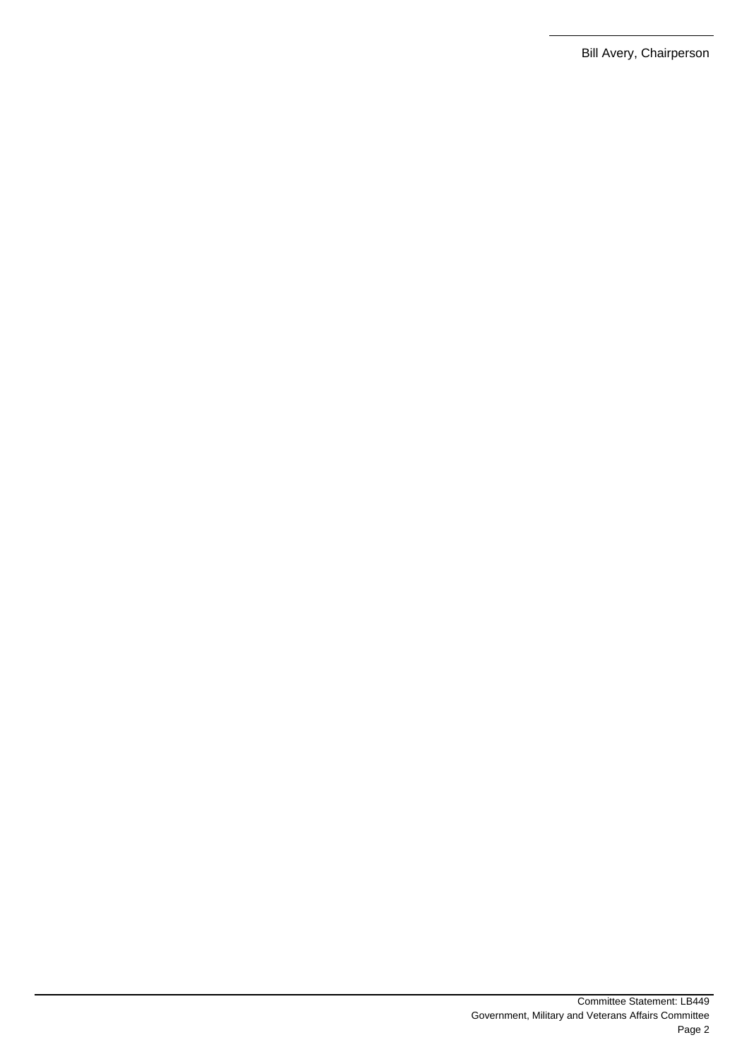Bill Avery, Chairperson